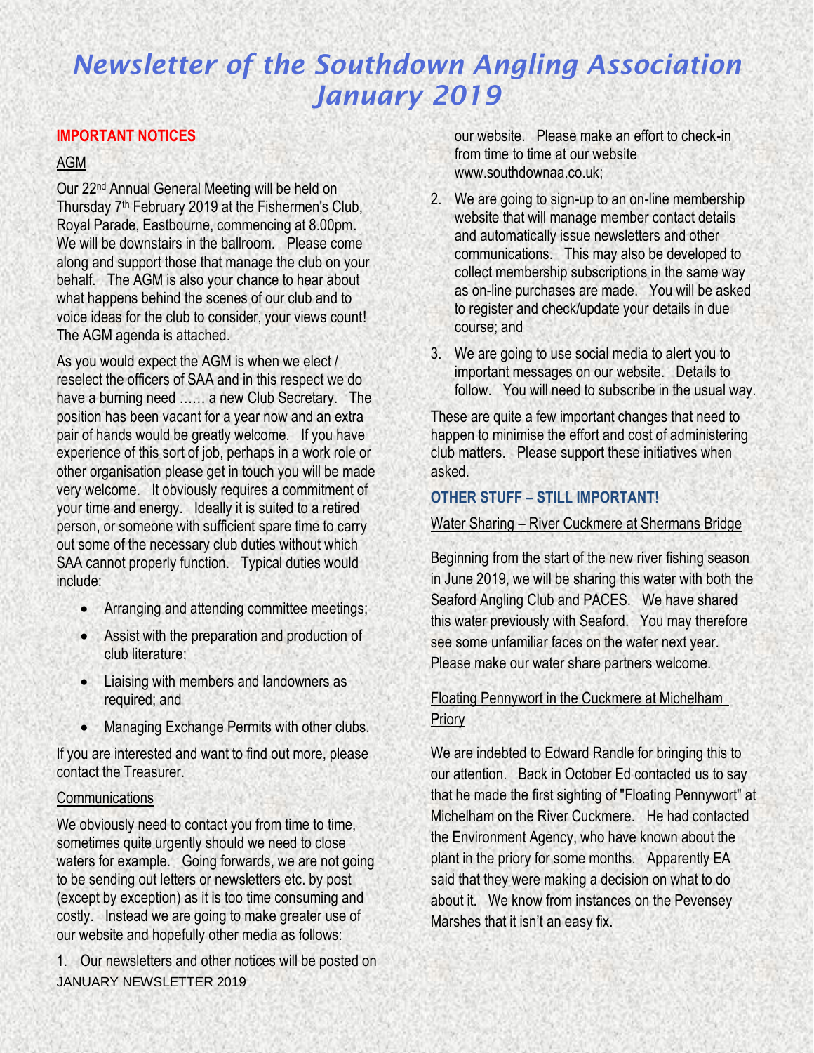# *Newsletter of the Southdown Angling Association January 2019*

## IMPORTANT NOTICES

### AGM

Our 22nd Annual General Meeting will be held on Thursday 7th February 2019 at the Fishermen's Club, Royal Parade, Eastbourne, commencing at 8.00pm. We will be downstairs in the ballroom. Please come along and support those that manage the club on your behalf. The AGM is also your chance to hear about what happens behind the scenes of our club and to voice ideas for the club to consider, your views count! The AGM agenda is attached.

As you would expect the AGM is when we elect / reselect the officers of SAA and in this respect we do have a burning need …… a new Club Secretary. The position has been vacant for a year now and an extra pair of hands would be greatly welcome. If you have experience of this sort of job, perhaps in a work role or other organisation please get in touch you will be made very welcome. It obviously requires a commitment of your time and energy. Ideally it is suited to a retired person, or someone with sufficient spare time to carry out some of the necessary club duties without which SAA cannot properly function. Typical duties would include:

- Arranging and attending committee meetings;
- Assist with the preparation and production of club literature;
- Liaising with members and landowners as required; and
- Managing Exchange Permits with other clubs.

If you are interested and want to find out more, please contact the Treasurer.

### Communications

We obviously need to contact you from time to time, sometimes quite urgently should we need to close waters for example. Going forwards, we are not going to be sending out letters or newsletters etc. by post (except by exception) as it is too time consuming and costly. Instead we are going to make greater use of our website and hopefully other media as follows:

1. Our newsletters and other notices will be posted on our website. Please make an effort to check-in from time to time at our website www.southdownaa.co.uk;
2. We are going to sign-up to an on-line membership website that will manage member contact details and automatically issue newsletters and other communications. This may also be developed to collect membership subscriptions in the same way as on-line purchases are made. You will be asked to register and check/update your details in due course; and
3. We are going to use social media to alert you to important messages on our website. Details to follow. You will need to subscribe in the usual way.

These are quite a few important changes that need to happen to minimise the effort and cost of administering club matters. Please support these initiatives when asked.

## OTHER STUFF – STILL IMPORTANT!

### Water Sharing – River Cuckmere at Shermans Bridge

Beginning from the start of the new river fishing season in June 2019, we will be sharing this water with both the Seaford Angling Club and PACES. We have shared this water previously with Seaford. You may therefore see some unfamiliar faces on the water next year. Please make our water share partners welcome.

### Floating Pennywort in the Cuckmere at Michelham Priory

We are indebted to Edward Randle for bringing this to our attention. Back in October Ed contacted us to say that he made the first sighting of "Floating Pennywort" at Michelham on the River Cuckmere. He had contacted the Environment Agency, who have known about the plant in the priory for some months. Apparently EA said that they were making a decision on what to do about it. We know from instances on the Pevensey Marshes that it isn't an easy fix.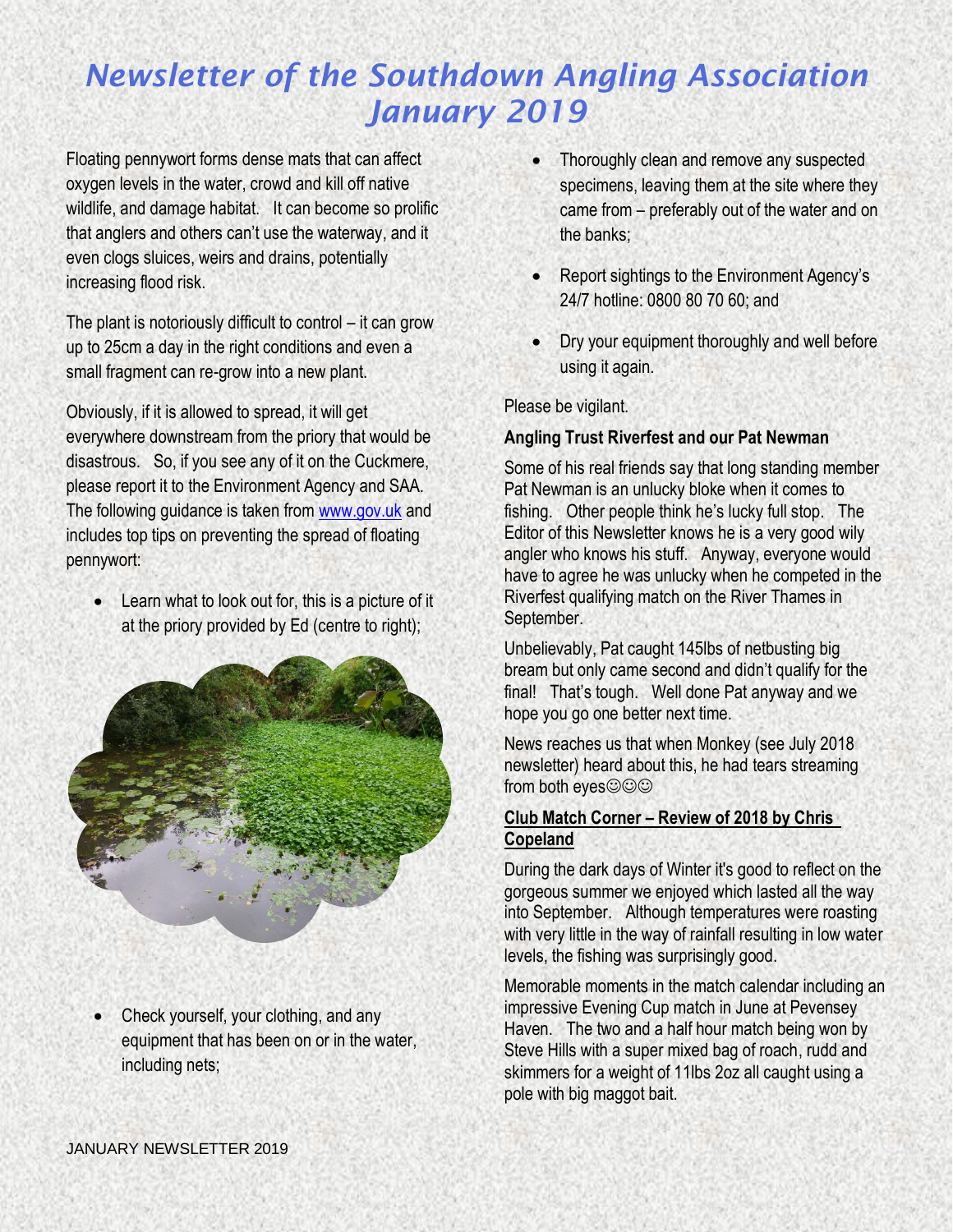# *Newsletter of the Southdown Angling Association January 2019*

Floating pennywort forms dense mats that can affect oxygen levels in the water, crowd and kill off native wildlife, and damage habitat. It can become so prolific that anglers and others can't use the waterway, and it even clogs sluices, weirs and drains, potentially increasing flood risk.

The plant is notoriously difficult to control – it can grow up to 25cm a day in the right conditions and even a small fragment can re-grow into a new plant.

Obviously, if it is allowed to spread, it will get everywhere downstream from the priory that would be disastrous. So, if you see any of it on the Cuckmere, please report it to the Environment Agency and SAA. The following guidance is taken from www.gov.uk and includes top tips on preventing the spread of floating pennywort:

- Learn what to look out for, this is a picture of it at the priory provided by Ed (centre to right);
- Check yourself, your clothing, and any equipment that has been on or in the water, including nets;
- Thoroughly clean and remove any suspected specimens, leaving them at the site where they came from – preferably out of the water and on the banks;
- Report sightings to the Environment Agency's 24/7 hotline: 0800 80 70 60; and
- Dry your equipment thoroughly and well before using it again.

Please be vigilant.

**Angling Trust Riverfest and our Pat Newman**

Some of his real friends say that long standing member Pat Newman is an unlucky bloke when it comes to fishing. Other people think he's lucky full stop. The Editor of this Newsletter knows he is a very good wily angler who knows his stuff. Anyway, everyone would have to agree he was unlucky when he competed in the Riverfest qualifying match on the River Thames in September.

Unbelievably, Pat caught 145lbs of netbusting big bream but only came second and didn't qualify for the final! That's tough. Well done Pat anyway and we hope you go one better next time.

News reaches us that when Monkey (see July 2018 newsletter) heard about this, he had tears streaming from both eyes☺☺☺

**Club Match Corner – Review of 2018 by Chris Copeland**

During the dark days of Winter it's good to reflect on the gorgeous summer we enjoyed which lasted all the way into September. Although temperatures were roasting with very little in the way of rainfall resulting in low water levels, the fishing was surprisingly good.

Memorable moments in the match calendar including an impressive Evening Cup match in June at Pevensey Haven. The two and a half hour match being won by Steve Hills with a super mixed bag of roach, rudd and skimmers for a weight of 11lbs 2oz all caught using a pole with big maggot bait.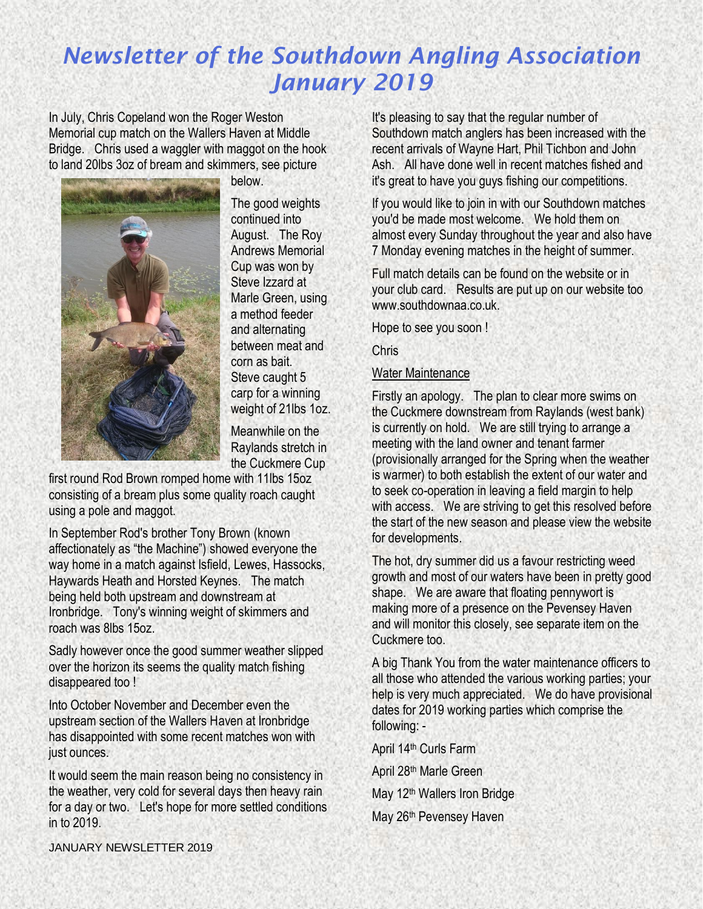# *Newsletter of the Southdown Angling Association January 2019*

In July, Chris Copeland won the Roger Weston Memorial cup match on the Wallers Haven at Middle Bridge. Chris used a waggler with maggot on the hook to land 20lbs 3oz of bream and skimmers, see picture below.

The good weights continued into August. The Roy Andrews Memorial Cup was won by Steve Izzard at Marle Green, using a method feeder and alternating between meat and corn as bait. Steve caught 5 carp for a winning weight of 21lbs 1oz.

Meanwhile on the Raylands stretch in the Cuckmere Cup first round Rod Brown romped home with 11lbs 15oz consisting of a bream plus some quality roach caught using a pole and maggot.

In September Rod's brother Tony Brown (known affectionately as "the Machine") showed everyone the way home in a match against Isfield, Lewes, Hassocks, Haywards Heath and Horsted Keynes. The match being held both upstream and downstream at Ironbridge. Tony's winning weight of skimmers and roach was 8lbs 15oz.

Sadly however once the good summer weather slipped over the horizon its seems the quality match fishing disappeared too !

Into October November and December even the upstream section of the Wallers Haven at Ironbridge has disappointed with some recent matches won with just ounces.

It would seem the main reason being no consistency in the weather, very cold for several days then heavy rain for a day or two. Let's hope for more settled conditions in to 2019.

It's pleasing to say that the regular number of Southdown match anglers has been increased with the recent arrivals of Wayne Hart, Phil Tichbon and John Ash. All have done well in recent matches fished and it's great to have you guys fishing our competitions.

If you would like to join in with our Southdown matches you'd be made most welcome. We hold them on almost every Sunday throughout the year and also have 7 Monday evening matches in the height of summer.

Full match details can be found on the website or in your club card. Results are put up on our website too www.southdownaa.co.uk.

Hope to see you soon !

Chris

<u>Water Maintenance</u>

Firstly an apology. The plan to clear more swims on the Cuckmere downstream from Raylands (west bank) is currently on hold. We are still trying to arrange a meeting with the land owner and tenant farmer (provisionally arranged for the Spring when the weather is warmer) to both establish the extent of our water and to seek co-operation in leaving a field margin to help with access. We are striving to get this resolved before the start of the new season and please view the website for developments.

The hot, dry summer did us a favour restricting weed growth and most of our waters have been in pretty good shape. We are aware that floating pennywort is making more of a presence on the Pevensey Haven and will monitor this closely, see separate item on the Cuckmere too.

A big Thank You from the water maintenance officers to all those who attended the various working parties; your help is very much appreciated. We do have provisional dates for 2019 working parties which comprise the following: -

April 14th Curls Farm

April 28th Marle Green

May 12th Wallers Iron Bridge

May 26th Pevensey Haven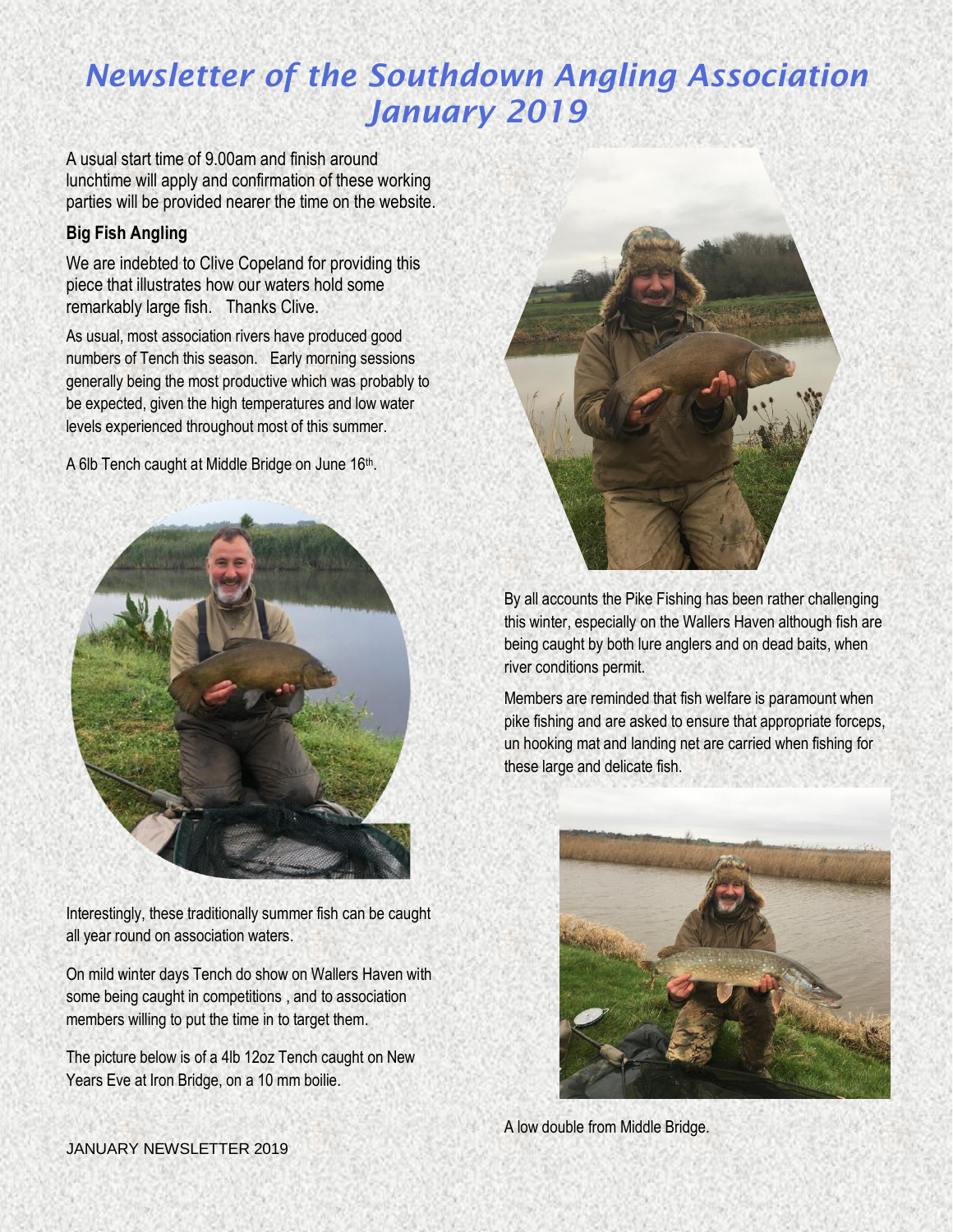# Newsletter of the Southdown Angling Association January 2019

A usual start time of 9.00am and finish around lunchtime will apply and confirmation of these working parties will be provided nearer the time on the website.

**Big Fish Angling**

We are indebted to Clive Copeland for providing this piece that illustrates how our waters hold some remarkably large fish. Thanks Clive.

As usual, most association rivers have produced good numbers of Tench this season. Early morning sessions generally being the most productive which was probably to be expected, given the high temperatures and low water levels experienced throughout most of this summer.

A 6lb Tench caught at Middle Bridge on June 16th.

Interestingly, these traditionally summer fish can be caught all year round on association waters.

On mild winter days Tench do show on Wallers Haven with some being caught in competitions , and to association members willing to put the time in to target them.

The picture below is of a 4lb 12oz Tench caught on New Years Eve at Iron Bridge, on a 10 mm boilie.

By all accounts the Pike Fishing has been rather challenging this winter, especially on the Wallers Haven although fish are being caught by both lure anglers and on dead baits, when river conditions permit.

Members are reminded that fish welfare is paramount when pike fishing and are asked to ensure that appropriate forceps, un hooking mat and landing net are carried when fishing for these large and delicate fish.

A low double from Middle Bridge.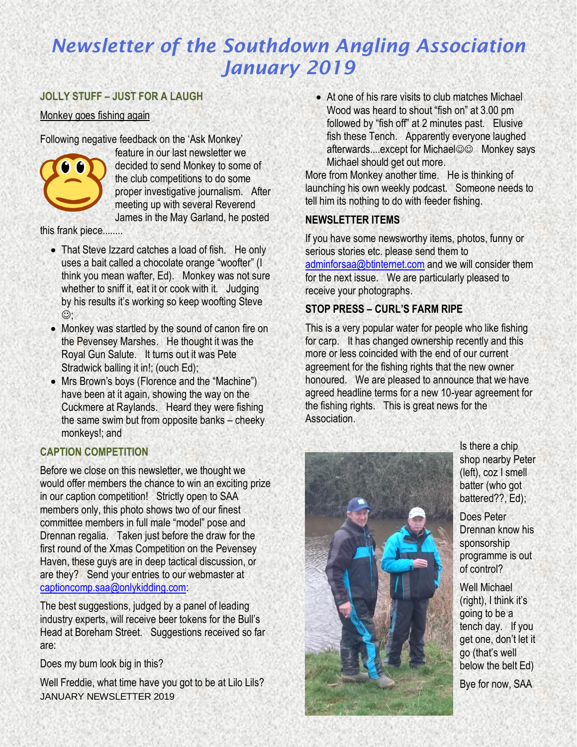# Newsletter of the Southdown Angling Association January 2019

### JOLLY STUFF – JUST FOR A LAUGH

Monkey goes fishing again

Following negative feedback on the 'Ask Monkey' feature in our last newsletter we decided to send Monkey to some of the club competitions to do some proper investigative journalism. After meeting up with several Reverend James in the May Garland, he posted this frank piece........

- That Steve Izzard catches a load of fish. He only uses a bait called a chocolate orange "woofter" (I think you mean wafter, Ed). Monkey was not sure whether to sniff it, eat it or cook with it. Judging by his results it's working so keep woofting Steve ☺;
- Monkey was startled by the sound of canon fire on the Pevensey Marshes. He thought it was the Royal Gun Salute. It turns out it was Pete Stradwick balling it in!; (ouch Ed);
- Mrs Brown's boys (Florence and the "Machine") have been at it again, showing the way on the Cuckmere at Raylands. Heard they were fishing the same swim but from opposite banks – cheeky monkeys!; and
- At one of his rare visits to club matches Michael Wood was heard to shout "fish on" at 3.00 pm followed by "fish off" at 2 minutes past. Elusive fish these Tench. Apparently everyone laughed afterwards....except for Michael☺☺ Monkey says Michael should get out more.

More from Monkey another time. He is thinking of launching his own weekly podcast. Someone needs to tell him its nothing to do with feeder fishing.

### NEWSLETTER ITEMS

If you have some newsworthy items, photos, funny or serious stories etc. please send them to adminforsaa@btinternet.com and we will consider them for the next issue. We are particularly pleased to receive your photographs.

### STOP PRESS – CURL'S FARM RIPE

This is a very popular water for people who like fishing for carp. It has changed ownership recently and this more or less coincided with the end of our current agreement for the fishing rights that the new owner honoured. We are pleased to announce that we have agreed headline terms for a new 10-year agreement for the fishing rights. This is great news for the Association.

### CAPTION COMPETITION

Before we close on this newsletter, we thought we would offer members the chance to win an exciting prize in our caption competition! Strictly open to SAA members only, this photo shows two of our finest committee members in full male "model" pose and Drennan regalia. Taken just before the draw for the first round of the Xmas Competition on the Pevensey Haven, these guys are in deep tactical discussion, or are they? Send your entries to our webmaster at captioncomp.saa@onlykidding.com:

The best suggestions, judged by a panel of leading industry experts, will receive beer tokens for the Bull's Head at Boreham Street. Suggestions received so far are:

Does my bum look big in this?

Well Freddie, what time have you got to be at Lilo Lils?

Is there a chip shop nearby Peter (left), coz I smell batter (who got battered??, Ed);

Does Peter Drennan know his sponsorship programme is out of control?

Well Michael (right), I think it's going to be a tench day. If you get one, don't let it go (that's well below the belt Ed)

Bye for now, SAA